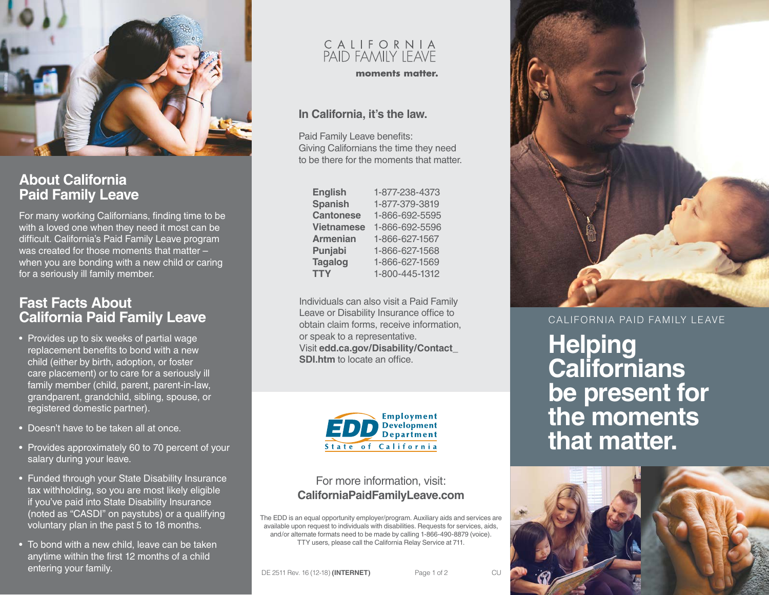## About California Paid Family Leave

For many working Californians, finding time to be with a loved one when they need it most can be difficult. California's Paid Family Leave program was created for those moments that matter – when you are bonding with a new child or caring for a seriously ill family member.

## Fast Facts About California Paid Family Leave

- Provides up to six weeks of partial wage replacement benefits to bond with a new child (either by birth, adoption, or foster care placement) or to care for a seriously ill family member (child, parent, parent-in-law, grandparent, grandchild, sibling, spouse, or registered domestic partner).
- Doesn't have to be taken all at once.
- Provides approximately 60 to 70 percent of your salary during your leave.
- Funded through your State Disability Insurance tax withholding, so you are most likely eligible if you've paid into State Disability Insurance (noted as "CASDI" on paystubs) or a qualifying voluntary plan in the past 5 to 18 months.
- To bond with a new child, leave can be taken anytime within the first 12 months of a child entering your family.

CALIFORNIA PAID FAMILY LEAVE

**moments matter.**

### In California, it's the law.

Paid Family Leave benefits: Giving Californians the time they need to be there for the moments that matter.

| | |
|---|---|
| **English** | 1-877-238-4373 |
| **Spanish** | 1-877-379-3819 |
| **Cantonese** | 1-866-692-5595 |
| **Vietnamese** | 1-866-692-5596 |
| **Armenian** | 1-866-627-1567 |
| **Punjabi** | 1-866-627-1568 |
| **Tagalog** | 1-866-627-1569 |
| **TTY** | 1-800-445-1312 |

Individuals can also visit a Paid Family Leave or Disability Insurance office to obtain claim forms, receive information, or speak to a representative. Visit **edd.ca.gov/Disability/Contact_SDI.htm** to locate an office.

EDD Employment Development Department
State of California

For more information, visit:
**CaliforniaPaidFamilyLeave.com**

The EDD is an equal opportunity employer/program. Auxiliary aids and services are available upon request to individuals with disabilities. Requests for services, aids, and/or alternate formats need to be made by calling 1-866-490-8879 (voice). TTY users, please call the California Relay Service at 711.

DE 2511 Rev. 16 (12-18) **(INTERNET)** CU

CALIFORNIA PAID FAMILY LEAVE

# Helping Californians be present for the moments that matter.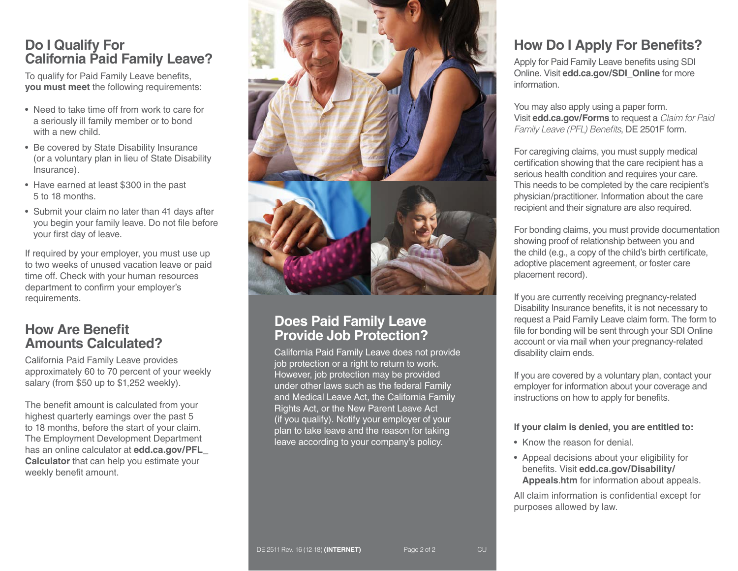## Do I Qualify For California Paid Family Leave?

To qualify for Paid Family Leave benefits, **you must meet** the following requirements:

- Need to take time off from work to care for a seriously ill family member or to bond with a new child.
- Be covered by State Disability Insurance (or a voluntary plan in lieu of State Disability Insurance).
- Have earned at least $300 in the past 5 to 18 months.
- Submit your claim no later than 41 days after you begin your family leave. Do not file before your first day of leave.

If required by your employer, you must use up to two weeks of unused vacation leave or paid time off. Check with your human resources department to confirm your employer's requirements.

## How Are Benefit Amounts Calculated?

California Paid Family Leave provides approximately 60 to 70 percent of your weekly salary (from $50 up to $1,252 weekly).

The benefit amount is calculated from your highest quarterly earnings over the past 5 to 18 months, before the start of your claim. The Employment Development Department has an online calculator at **edd.ca.gov/PFL_Calculator** that can help you estimate your weekly benefit amount.

## Does Paid Family Leave Provide Job Protection?

California Paid Family Leave does not provide job protection or a right to return to work. However, job protection may be provided under other laws such as the federal Family and Medical Leave Act, the California Family Rights Act, or the New Parent Leave Act (if you qualify). Notify your employer of your plan to take leave and the reason for taking leave according to your company's policy.

DE 2511 Rev. 16 (12-18) **(INTERNET)** CU

## How Do I Apply For Benefits?

Apply for Paid Family Leave benefits using SDI Online. Visit **edd.ca.gov/SDI_Online** for more information.

You may also apply using a paper form. Visit **edd.ca.gov/Forms** to request a *Claim for Paid Family Leave (PFL) Benefits*, DE 2501F form.

For caregiving claims, you must supply medical certification showing that the care recipient has a serious health condition and requires your care. This needs to be completed by the care recipient's physician/practitioner. Information about the care recipient and their signature are also required.

For bonding claims, you must provide documentation showing proof of relationship between you and the child (e.g., a copy of the child's birth certificate, adoptive placement agreement, or foster care placement record).

If you are currently receiving pregnancy-related Disability Insurance benefits, it is not necessary to request a Paid Family Leave claim form. The form to file for bonding will be sent through your SDI Online account or via mail when your pregnancy-related disability claim ends.

If you are covered by a voluntary plan, contact your employer for information about your coverage and instructions on how to apply for benefits.

**If your claim is denied, you are entitled to:**

- Know the reason for denial.
- Appeal decisions about your eligibility for benefits. Visit **edd.ca.gov/Disability/Appeals.htm** for information about appeals.

All claim information is confidential except for purposes allowed by law.